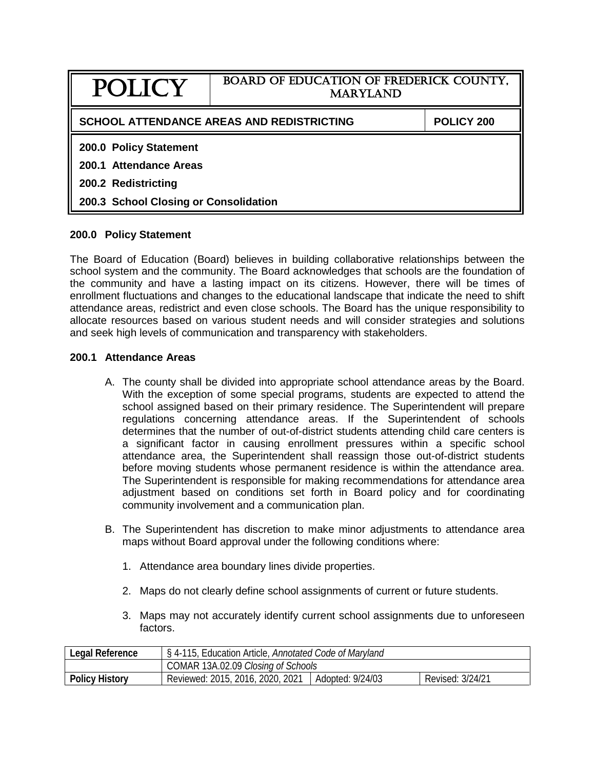| POLICY | BOARD OF EDUCATION OF FREDERICK COUNTY, MARYLAND |
|---|---|

| SCHOOL ATTENDANCE AREAS AND REDISTRICTING | POLICY 200 |
|---|---|

**200.0 Policy Statement**

**200.1 Attendance Areas**

**200.2 Redistricting**

**200.3 School Closing or Consolidation**

## 200.0 Policy Statement

The Board of Education (Board) believes in building collaborative relationships between the school system and the community. The Board acknowledges that schools are the foundation of the community and have a lasting impact on its citizens. However, there will be times of enrollment fluctuations and changes to the educational landscape that indicate the need to shift attendance areas, redistrict and even close schools. The Board has the unique responsibility to allocate resources based on various student needs and will consider strategies and solutions and seek high levels of communication and transparency with stakeholders.

## 200.1 Attendance Areas

A. The county shall be divided into appropriate school attendance areas by the Board. With the exception of some special programs, students are expected to attend the school assigned based on their primary residence. The Superintendent will prepare regulations concerning attendance areas. If the Superintendent of schools determines that the number of out-of-district students attending child care centers is a significant factor in causing enrollment pressures within a specific school attendance area, the Superintendent shall reassign those out-of-district students before moving students whose permanent residence is within the attendance area. The Superintendent is responsible for making recommendations for attendance area adjustment based on conditions set forth in Board policy and for coordinating community involvement and a communication plan.

B. The Superintendent has discretion to make minor adjustments to attendance area maps without Board approval under the following conditions where:

   1. Attendance area boundary lines divide properties.

   2. Maps do not clearly define school assignments of current or future students.

   3. Maps may not accurately identify current school assignments due to unforeseen factors.

| Legal Reference | § 4-115, Education Article, *Annotated Code of Maryland* | | |
|---|---|---|---|
| | COMAR 13A.02.09 *Closing of Schools* | | |
| Policy History | Reviewed: 2015, 2016, 2020, 2021 | Adopted: 9/24/03 | Revised: 3/24/21 |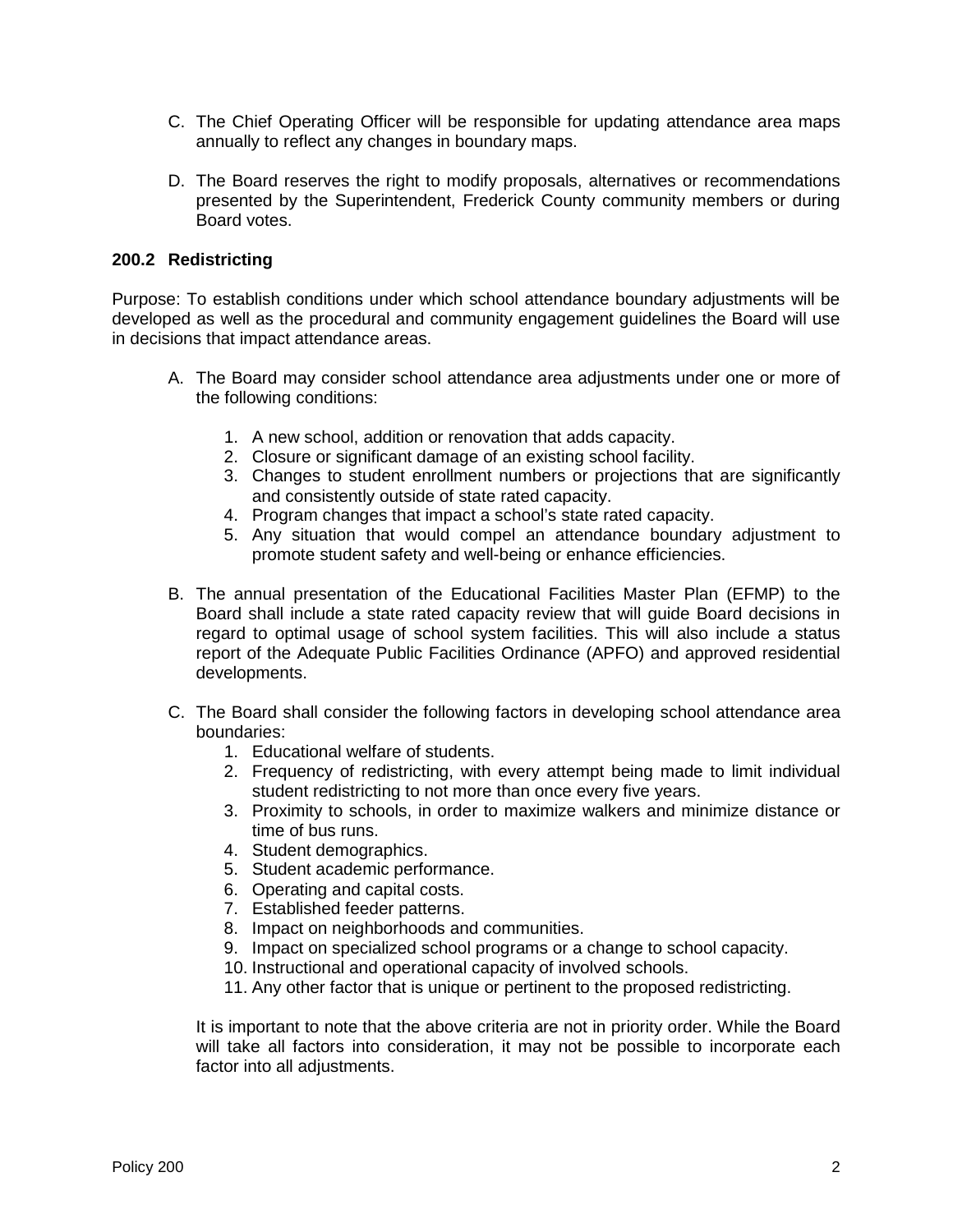C. The Chief Operating Officer will be responsible for updating attendance area maps annually to reflect any changes in boundary maps.

D. The Board reserves the right to modify proposals, alternatives or recommendations presented by the Superintendent, Frederick County community members or during Board votes.

### 200.2 Redistricting

Purpose: To establish conditions under which school attendance boundary adjustments will be developed as well as the procedural and community engagement guidelines the Board will use in decisions that impact attendance areas.

A. The Board may consider school attendance area adjustments under one or more of the following conditions:

    1. A new school, addition or renovation that adds capacity.
    2. Closure or significant damage of an existing school facility.
    3. Changes to student enrollment numbers or projections that are significantly and consistently outside of state rated capacity.
    4. Program changes that impact a school's state rated capacity.
    5. Any situation that would compel an attendance boundary adjustment to promote student safety and well-being or enhance efficiencies.

B. The annual presentation of the Educational Facilities Master Plan (EFMP) to the Board shall include a state rated capacity review that will guide Board decisions in regard to optimal usage of school system facilities. This will also include a status report of the Adequate Public Facilities Ordinance (APFO) and approved residential developments.

C. The Board shall consider the following factors in developing school attendance area boundaries:

    1. Educational welfare of students.
    2. Frequency of redistricting, with every attempt being made to limit individual student redistricting to not more than once every five years.
    3. Proximity to schools, in order to maximize walkers and minimize distance or time of bus runs.
    4. Student demographics.
    5. Student academic performance.
    6. Operating and capital costs.
    7. Established feeder patterns.
    8. Impact on neighborhoods and communities.
    9. Impact on specialized school programs or a change to school capacity.
    10. Instructional and operational capacity of involved schools.
    11. Any other factor that is unique or pertinent to the proposed redistricting.

    It is important to note that the above criteria are not in priority order. While the Board will take all factors into consideration, it may not be possible to incorporate each factor into all adjustments.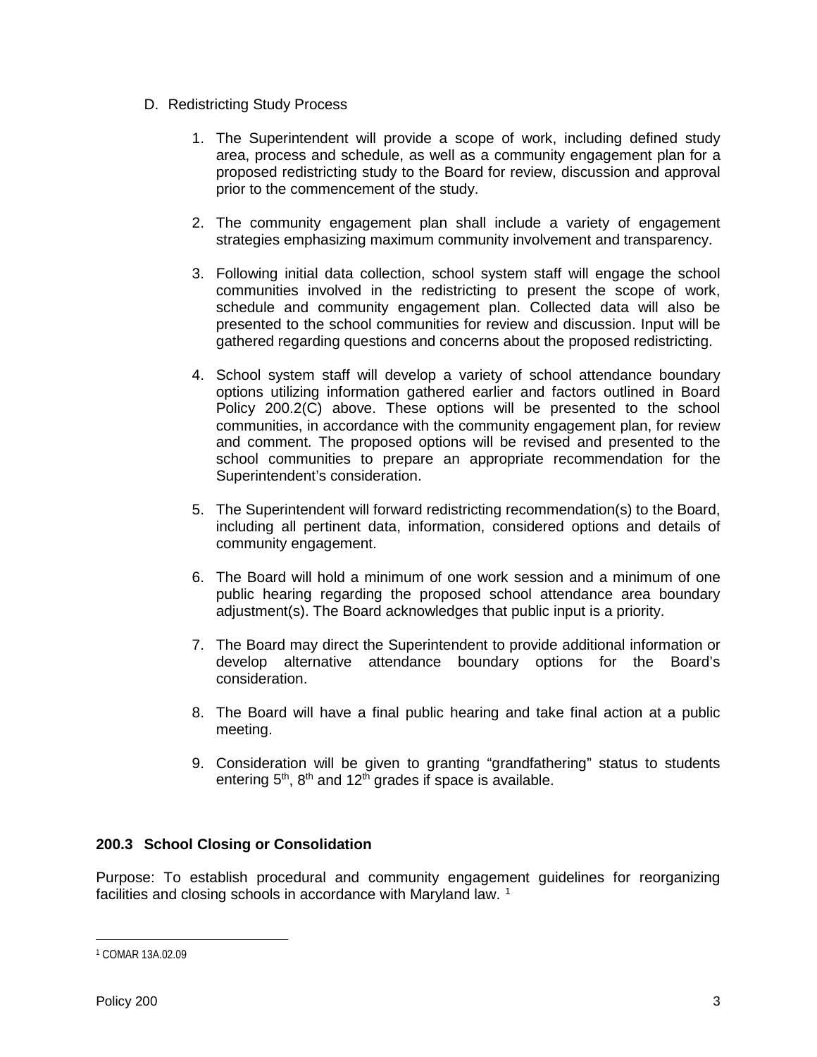D. Redistricting Study Process

1. The Superintendent will provide a scope of work, including defined study area, process and schedule, as well as a community engagement plan for a proposed redistricting study to the Board for review, discussion and approval prior to the commencement of the study.

2. The community engagement plan shall include a variety of engagement strategies emphasizing maximum community involvement and transparency.

3. Following initial data collection, school system staff will engage the school communities involved in the redistricting to present the scope of work, schedule and community engagement plan. Collected data will also be presented to the school communities for review and discussion. Input will be gathered regarding questions and concerns about the proposed redistricting.

4. School system staff will develop a variety of school attendance boundary options utilizing information gathered earlier and factors outlined in Board Policy 200.2(C) above. These options will be presented to the school communities, in accordance with the community engagement plan, for review and comment. The proposed options will be revised and presented to the school communities to prepare an appropriate recommendation for the Superintendent's consideration.

5. The Superintendent will forward redistricting recommendation(s) to the Board, including all pertinent data, information, considered options and details of community engagement.

6. The Board will hold a minimum of one work session and a minimum of one public hearing regarding the proposed school attendance area boundary adjustment(s). The Board acknowledges that public input is a priority.

7. The Board may direct the Superintendent to provide additional information or develop alternative attendance boundary options for the Board's consideration.

8. The Board will have a final public hearing and take final action at a public meeting.

9. Consideration will be given to granting "grandfathering" status to students entering 5th, 8th and 12th grades if space is available.

**200.3 School Closing or Consolidation**

Purpose: To establish procedural and community engagement guidelines for reorganizing facilities and closing schools in accordance with Maryland law. [1]

[1] COMAR 13A.02.09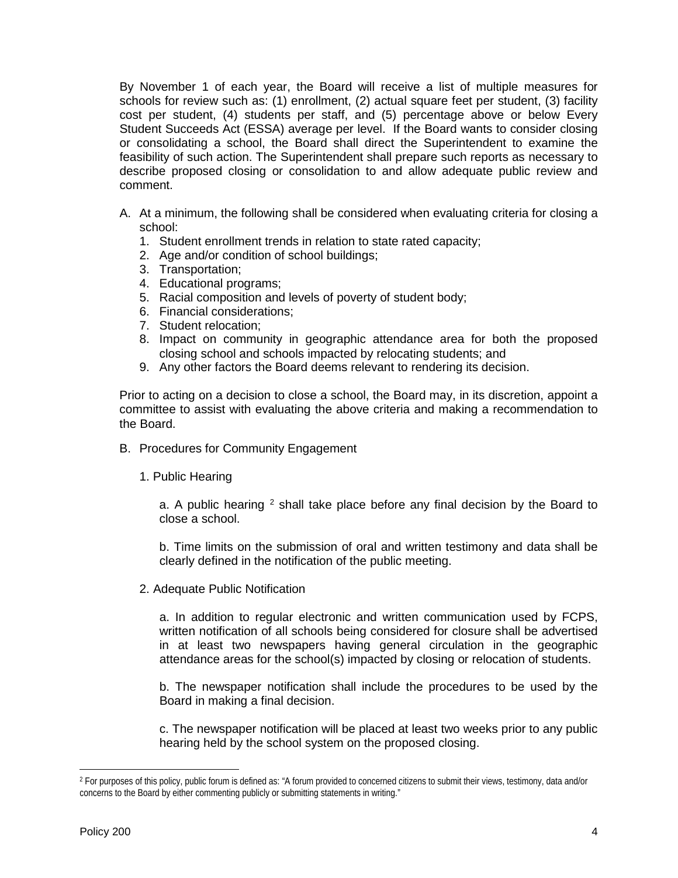By November 1 of each year, the Board will receive a list of multiple measures for schools for review such as: (1) enrollment, (2) actual square feet per student, (3) facility cost per student, (4) students per staff, and (5) percentage above or below Every Student Succeeds Act (ESSA) average per level. If the Board wants to consider closing or consolidating a school, the Board shall direct the Superintendent to examine the feasibility of such action. The Superintendent shall prepare such reports as necessary to describe proposed closing or consolidation to and allow adequate public review and comment.

A. At a minimum, the following shall be considered when evaluating criteria for closing a school:
   1. Student enrollment trends in relation to state rated capacity;
   2. Age and/or condition of school buildings;
   3. Transportation;
   4. Educational programs;
   5. Racial composition and levels of poverty of student body;
   6. Financial considerations;
   7. Student relocation;
   8. Impact on community in geographic attendance area for both the proposed closing school and schools impacted by relocating students; and
   9. Any other factors the Board deems relevant to rendering its decision.

Prior to acting on a decision to close a school, the Board may, in its discretion, appoint a committee to assist with evaluating the above criteria and making a recommendation to the Board.

B. Procedures for Community Engagement

   1. Public Hearing

      a. A public hearing [2] shall take place before any final decision by the Board to close a school.

      b. Time limits on the submission of oral and written testimony and data shall be clearly defined in the notification of the public meeting.

   2. Adequate Public Notification

      a. In addition to regular electronic and written communication used by FCPS, written notification of all schools being considered for closure shall be advertised in at least two newspapers having general circulation in the geographic attendance areas for the school(s) impacted by closing or relocation of students.

      b. The newspaper notification shall include the procedures to be used by the Board in making a final decision.

      c. The newspaper notification will be placed at least two weeks prior to any public hearing held by the school system on the proposed closing.

[2] For purposes of this policy, public forum is defined as: "A forum provided to concerned citizens to submit their views, testimony, data and/or concerns to the Board by either commenting publicly or submitting statements in writing."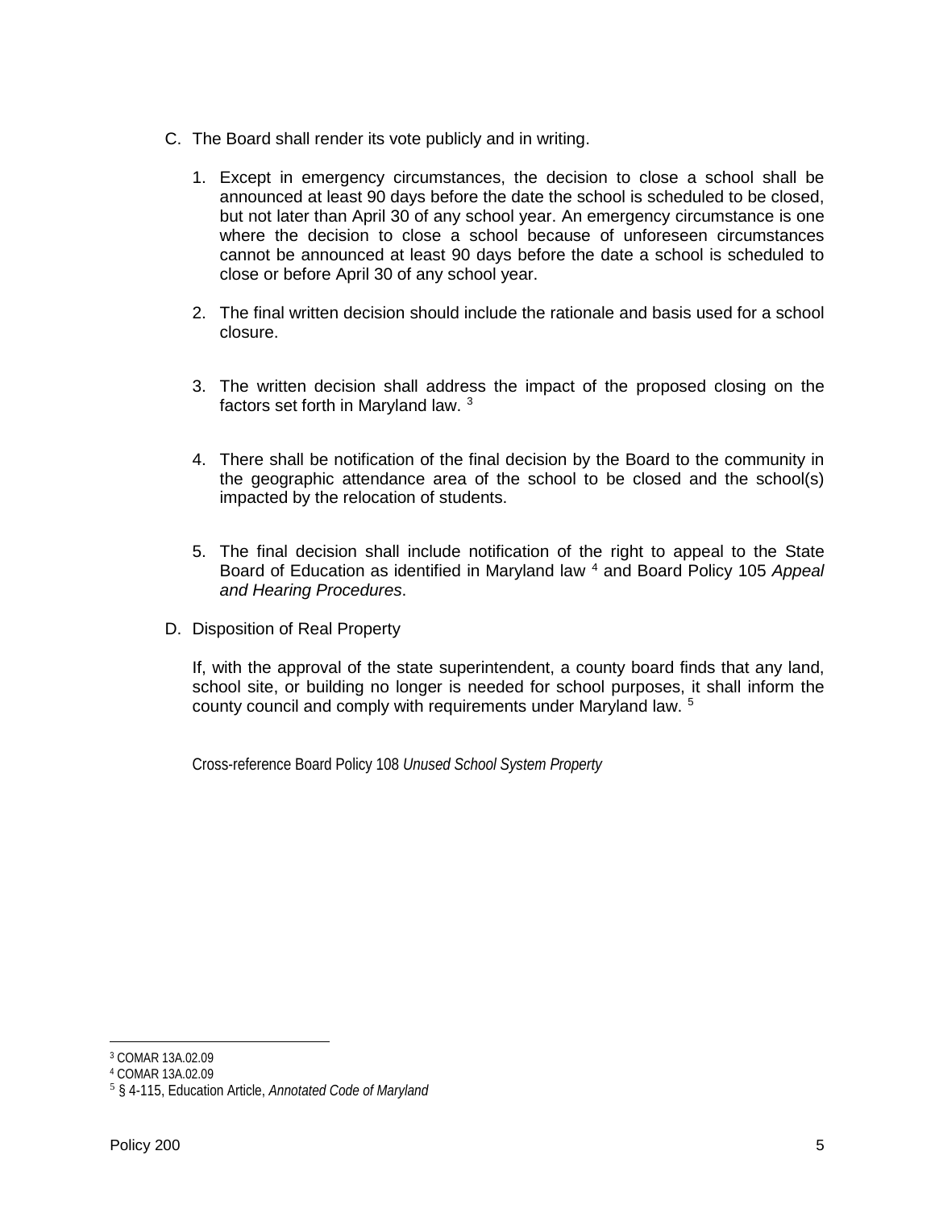C. The Board shall render its vote publicly and in writing.

   1. Except in emergency circumstances, the decision to close a school shall be announced at least 90 days before the date the school is scheduled to be closed, but not later than April 30 of any school year. An emergency circumstance is one where the decision to close a school because of unforeseen circumstances cannot be announced at least 90 days before the date a school is scheduled to close or before April 30 of any school year.

   2. The final written decision should include the rationale and basis used for a school closure.

   3. The written decision shall address the impact of the proposed closing on the factors set forth in Maryland law. [3]

   4. There shall be notification of the final decision by the Board to the community in the geographic attendance area of the school to be closed and the school(s) impacted by the relocation of students.

   5. The final decision shall include notification of the right to appeal to the State Board of Education as identified in Maryland law [4] and Board Policy 105 *Appeal and Hearing Procedures*.

D. Disposition of Real Property

   If, with the approval of the state superintendent, a county board finds that any land, school site, or building no longer is needed for school purposes, it shall inform the county council and comply with requirements under Maryland law. [5]

   Cross-reference Board Policy 108 *Unused School System Property*

---

[3] COMAR 13A.02.09

[4] COMAR 13A.02.09

[5] § 4-115, Education Article, *Annotated Code of Maryland*